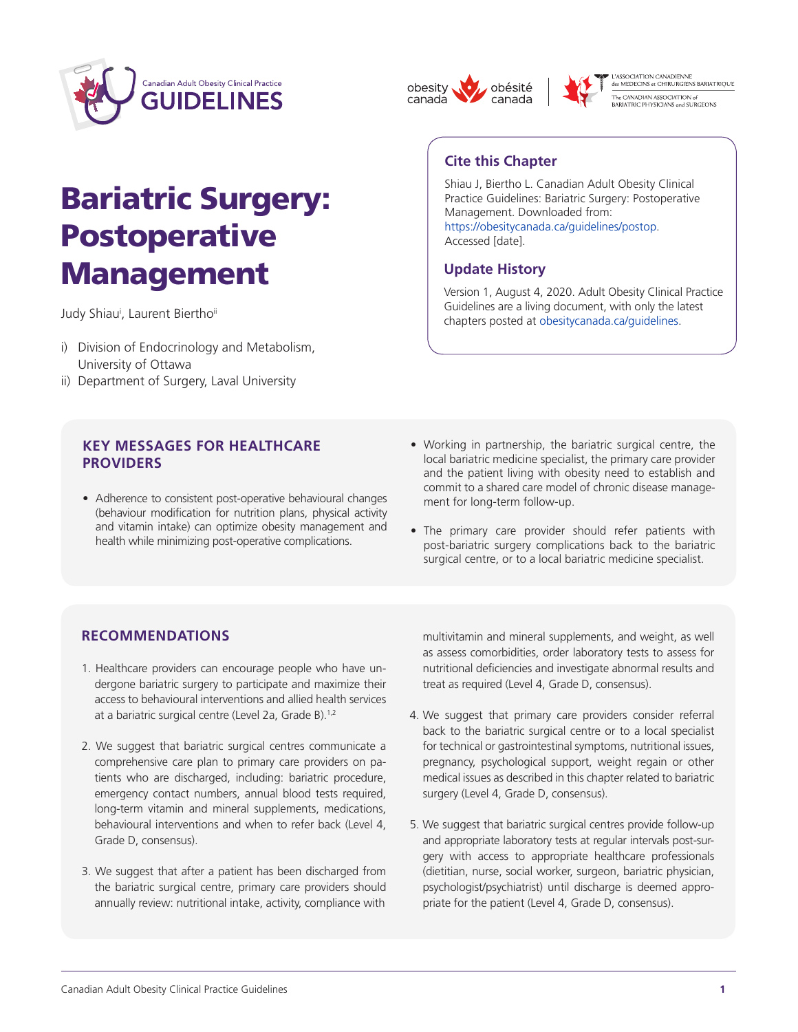# Bariatric Surgery: Postoperative Management

Judy Shiau[i], Laurent Biertho[ii]

i) Division of Endocrinology and Metabolism, University of Ottawa
ii) Department of Surgery, Laval University

### Cite this Chapter

Shiau J, Biertho L. Canadian Adult Obesity Clinical Practice Guidelines: Bariatric Surgery: Postoperative Management. Downloaded from: https://obesitycanada.ca/guidelines/postop. Accessed [date].

### Update History

Version 1, August 4, 2020. Adult Obesity Clinical Practice Guidelines are a living document, with only the latest chapters posted at obesitycanada.ca/guidelines.

## KEY MESSAGES FOR HEALTHCARE PROVIDERS

- Adherence to consistent post-operative behavioural changes (behaviour modification for nutrition plans, physical activity and vitamin intake) can optimize obesity management and health while minimizing post-operative complications.
- Working in partnership, the bariatric surgical centre, the local bariatric medicine specialist, the primary care provider and the patient living with obesity need to establish and commit to a shared care model of chronic disease management for long-term follow-up.
- The primary care provider should refer patients with post-bariatric surgery complications back to the bariatric surgical centre, or to a local bariatric medicine specialist.

## RECOMMENDATIONS

1. Healthcare providers can encourage people who have undergone bariatric surgery to participate and maximize their access to behavioural interventions and allied health services at a bariatric surgical centre (Level 2a, Grade B).[1,2]

2. We suggest that bariatric surgical centres communicate a comprehensive care plan to primary care providers on patients who are discharged, including: bariatric procedure, emergency contact numbers, annual blood tests required, long-term vitamin and mineral supplements, medications, behavioural interventions and when to refer back (Level 4, Grade D, consensus).

3. We suggest that after a patient has been discharged from the bariatric surgical centre, primary care providers should annually review: nutritional intake, activity, compliance with multivitamin and mineral supplements, and weight, as well as assess comorbidities, order laboratory tests to assess for nutritional deficiencies and investigate abnormal results and treat as required (Level 4, Grade D, consensus).

4. We suggest that primary care providers consider referral back to the bariatric surgical centre or to a local specialist for technical or gastrointestinal symptoms, nutritional issues, pregnancy, psychological support, weight regain or other medical issues as described in this chapter related to bariatric surgery (Level 4, Grade D, consensus).

5. We suggest that bariatric surgical centres provide follow-up and appropriate laboratory tests at regular intervals post-surgery with access to appropriate healthcare professionals (dietitian, nurse, social worker, surgeon, bariatric physician, psychologist/psychiatrist) until discharge is deemed appropriate for the patient (Level 4, Grade D, consensus).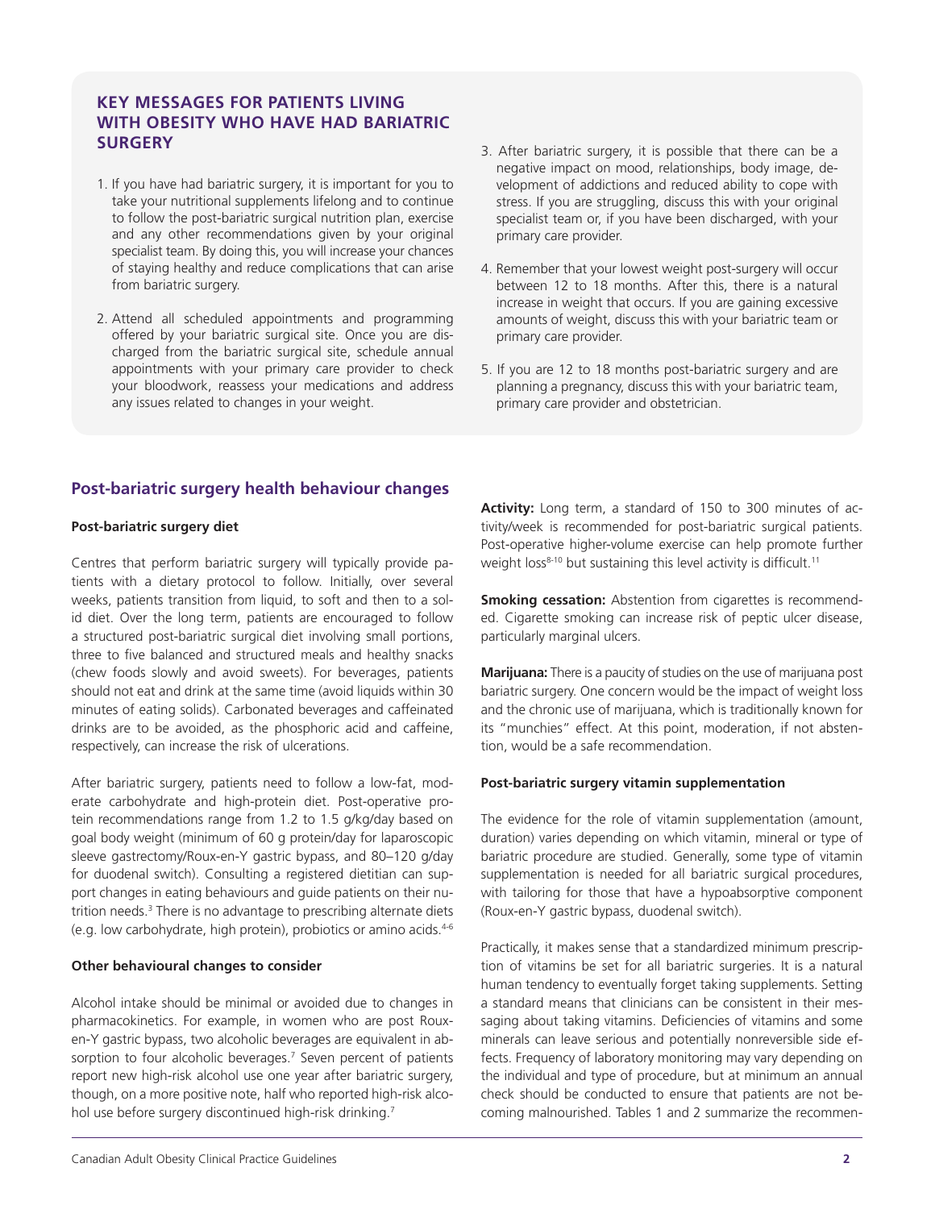## KEY MESSAGES FOR PATIENTS LIVING WITH OBESITY WHO HAVE HAD BARIATRIC SURGERY

1. If you have had bariatric surgery, it is important for you to take your nutritional supplements lifelong and to continue to follow the post-bariatric surgical nutrition plan, exercise and any other recommendations given by your original specialist team. By doing this, you will increase your chances of staying healthy and reduce complications that can arise from bariatric surgery.
2. Attend all scheduled appointments and programming offered by your bariatric surgical site. Once you are discharged from the bariatric surgical site, schedule annual appointments with your primary care provider to check your bloodwork, reassess your medications and address any issues related to changes in your weight.
3. After bariatric surgery, it is possible that there can be a negative impact on mood, relationships, body image, development of addictions and reduced ability to cope with stress. If you are struggling, discuss this with your original specialist team or, if you have been discharged, with your primary care provider.
4. Remember that your lowest weight post-surgery will occur between 12 to 18 months. After this, there is a natural increase in weight that occurs. If you are gaining excessive amounts of weight, discuss this with your bariatric team or primary care provider.
5. If you are 12 to 18 months post-bariatric surgery and are planning a pregnancy, discuss this with your bariatric team, primary care provider and obstetrician.

## Post-bariatric surgery health behaviour changes

### Post-bariatric surgery diet

Centres that perform bariatric surgery will typically provide patients with a dietary protocol to follow. Initially, over several weeks, patients transition from liquid, to soft and then to a solid diet. Over the long term, patients are encouraged to follow a structured post-bariatric surgical diet involving small portions, three to five balanced and structured meals and healthy snacks (chew foods slowly and avoid sweets). For beverages, patients should not eat and drink at the same time (avoid liquids within 30 minutes of eating solids). Carbonated beverages and caffeinated drinks are to be avoided, as the phosphoric acid and caffeine, respectively, can increase the risk of ulcerations.

After bariatric surgery, patients need to follow a low-fat, moderate carbohydrate and high-protein diet. Post-operative protein recommendations range from 1.2 to 1.5 g/kg/day based on goal body weight (minimum of 60 g protein/day for laparoscopic sleeve gastrectomy/Roux-en-Y gastric bypass, and 80–120 g/day for duodenal switch). Consulting a registered dietitian can support changes in eating behaviours and guide patients on their nutrition needs.[3] There is no advantage to prescribing alternate diets (e.g. low carbohydrate, high protein), probiotics or amino acids.[4-6]

### Other behavioural changes to consider

Alcohol intake should be minimal or avoided due to changes in pharmacokinetics. For example, in women who are post Roux-en-Y gastric bypass, two alcoholic beverages are equivalent in absorption to four alcoholic beverages.[7] Seven percent of patients report new high-risk alcohol use one year after bariatric surgery, though, on a more positive note, half who reported high-risk alcohol use before surgery discontinued high-risk drinking.[7]

**Activity:** Long term, a standard of 150 to 300 minutes of activity/week is recommended for post-bariatric surgical patients. Post-operative higher-volume exercise can help promote further weight loss[8-10] but sustaining this level activity is difficult.[11]

**Smoking cessation:** Abstention from cigarettes is recommended. Cigarette smoking can increase risk of peptic ulcer disease, particularly marginal ulcers.

**Marijuana:** There is a paucity of studies on the use of marijuana post bariatric surgery. One concern would be the impact of weight loss and the chronic use of marijuana, which is traditionally known for its "munchies" effect. At this point, moderation, if not abstention, would be a safe recommendation.

### Post-bariatric surgery vitamin supplementation

The evidence for the role of vitamin supplementation (amount, duration) varies depending on which vitamin, mineral or type of bariatric procedure are studied. Generally, some type of vitamin supplementation is needed for all bariatric surgical procedures, with tailoring for those that have a hypoabsorptive component (Roux-en-Y gastric bypass, duodenal switch).

Practically, it makes sense that a standardized minimum prescription of vitamins be set for all bariatric surgeries. It is a natural human tendency to eventually forget taking supplements. Setting a standard means that clinicians can be consistent in their messaging about taking vitamins. Deficiencies of vitamins and some minerals can leave serious and potentially nonreversible side effects. Frequency of laboratory monitoring may vary depending on the individual and type of procedure, but at minimum an annual check should be conducted to ensure that patients are not becoming malnourished. Tables 1 and 2 summarize the recommen-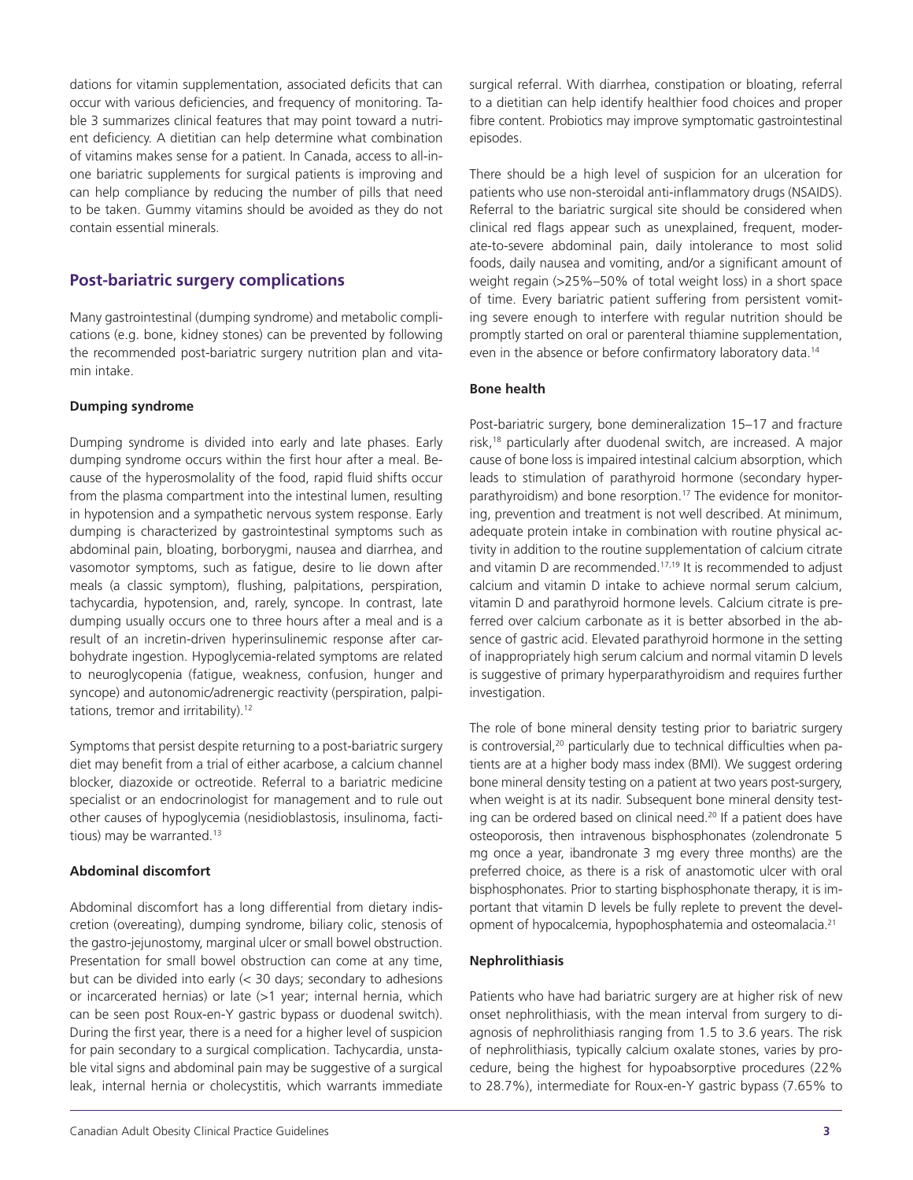dations for vitamin supplementation, associated deficits that can occur with various deficiencies, and frequency of monitoring. Table 3 summarizes clinical features that may point toward a nutrient deficiency. A dietitian can help determine what combination of vitamins makes sense for a patient. In Canada, access to all-in-one bariatric supplements for surgical patients is improving and can help compliance by reducing the number of pills that need to be taken. Gummy vitamins should be avoided as they do not contain essential minerals.

## Post-bariatric surgery complications

Many gastrointestinal (dumping syndrome) and metabolic complications (e.g. bone, kidney stones) can be prevented by following the recommended post-bariatric surgery nutrition plan and vitamin intake.

### Dumping syndrome

Dumping syndrome is divided into early and late phases. Early dumping syndrome occurs within the first hour after a meal. Because of the hyperosmolality of the food, rapid fluid shifts occur from the plasma compartment into the intestinal lumen, resulting in hypotension and a sympathetic nervous system response. Early dumping is characterized by gastrointestinal symptoms such as abdominal pain, bloating, borborygmi, nausea and diarrhea, and vasomotor symptoms, such as fatigue, desire to lie down after meals (a classic symptom), flushing, palpitations, perspiration, tachycardia, hypotension, and, rarely, syncope. In contrast, late dumping usually occurs one to three hours after a meal and is a result of an incretin-driven hyperinsulinemic response after carbohydrate ingestion. Hypoglycemia-related symptoms are related to neuroglycopenia (fatigue, weakness, confusion, hunger and syncope) and autonomic/adrenergic reactivity (perspiration, palpitations, tremor and irritability).[12]

Symptoms that persist despite returning to a post-bariatric surgery diet may benefit from a trial of either acarbose, a calcium channel blocker, diazoxide or octreotide. Referral to a bariatric medicine specialist or an endocrinologist for management and to rule out other causes of hypoglycemia (nesidioblastosis, insulinoma, factitious) may be warranted.[13]

### Abdominal discomfort

Abdominal discomfort has a long differential from dietary indiscretion (overeating), dumping syndrome, biliary colic, stenosis of the gastro-jejunostomy, marginal ulcer or small bowel obstruction. Presentation for small bowel obstruction can come at any time, but can be divided into early (< 30 days; secondary to adhesions or incarcerated hernias) or late (>1 year; internal hernia, which can be seen post Roux-en-Y gastric bypass or duodenal switch). During the first year, there is a need for a higher level of suspicion for pain secondary to a surgical complication. Tachycardia, unstable vital signs and abdominal pain may be suggestive of a surgical leak, internal hernia or cholecystitis, which warrants immediate surgical referral. With diarrhea, constipation or bloating, referral to a dietitian can help identify healthier food choices and proper fibre content. Probiotics may improve symptomatic gastrointestinal episodes.

There should be a high level of suspicion for an ulceration for patients who use non-steroidal anti-inflammatory drugs (NSAIDS). Referral to the bariatric surgical site should be considered when clinical red flags appear such as unexplained, frequent, moderate-to-severe abdominal pain, daily intolerance to most solid foods, daily nausea and vomiting, and/or a significant amount of weight regain (>25%–50% of total weight loss) in a short space of time. Every bariatric patient suffering from persistent vomiting severe enough to interfere with regular nutrition should be promptly started on oral or parenteral thiamine supplementation, even in the absence or before confirmatory laboratory data.[14]

### Bone health

Post-bariatric surgery, bone demineralization 15–17 and fracture risk,[18] particularly after duodenal switch, are increased. A major cause of bone loss is impaired intestinal calcium absorption, which leads to stimulation of parathyroid hormone (secondary hyperparathyroidism) and bone resorption.[17] The evidence for monitoring, prevention and treatment is not well described. At minimum, adequate protein intake in combination with routine physical activity in addition to the routine supplementation of calcium citrate and vitamin D are recommended.[17,19] It is recommended to adjust calcium and vitamin D intake to achieve normal serum calcium, vitamin D and parathyroid hormone levels. Calcium citrate is preferred over calcium carbonate as it is better absorbed in the absence of gastric acid. Elevated parathyroid hormone in the setting of inappropriately high serum calcium and normal vitamin D levels is suggestive of primary hyperparathyroidism and requires further investigation.

The role of bone mineral density testing prior to bariatric surgery is controversial,[20] particularly due to technical difficulties when patients are at a higher body mass index (BMI). We suggest ordering bone mineral density testing on a patient at two years post-surgery, when weight is at its nadir. Subsequent bone mineral density testing can be ordered based on clinical need.[20] If a patient does have osteoporosis, then intravenous bisphosphonates (zolendronate 5 mg once a year, ibandronate 3 mg every three months) are the preferred choice, as there is a risk of anastomotic ulcer with oral bisphosphonates. Prior to starting bisphosphonate therapy, it is important that vitamin D levels be fully replete to prevent the development of hypocalcemia, hypophosphatemia and osteomalacia.[21]

### Nephrolithiasis

Patients who have had bariatric surgery are at higher risk of new onset nephrolithiasis, with the mean interval from surgery to diagnosis of nephrolithiasis ranging from 1.5 to 3.6 years. The risk of nephrolithiasis, typically calcium oxalate stones, varies by procedure, being the highest for hypoabsorptive procedures (22% to 28.7%), intermediate for Roux-en-Y gastric bypass (7.65% to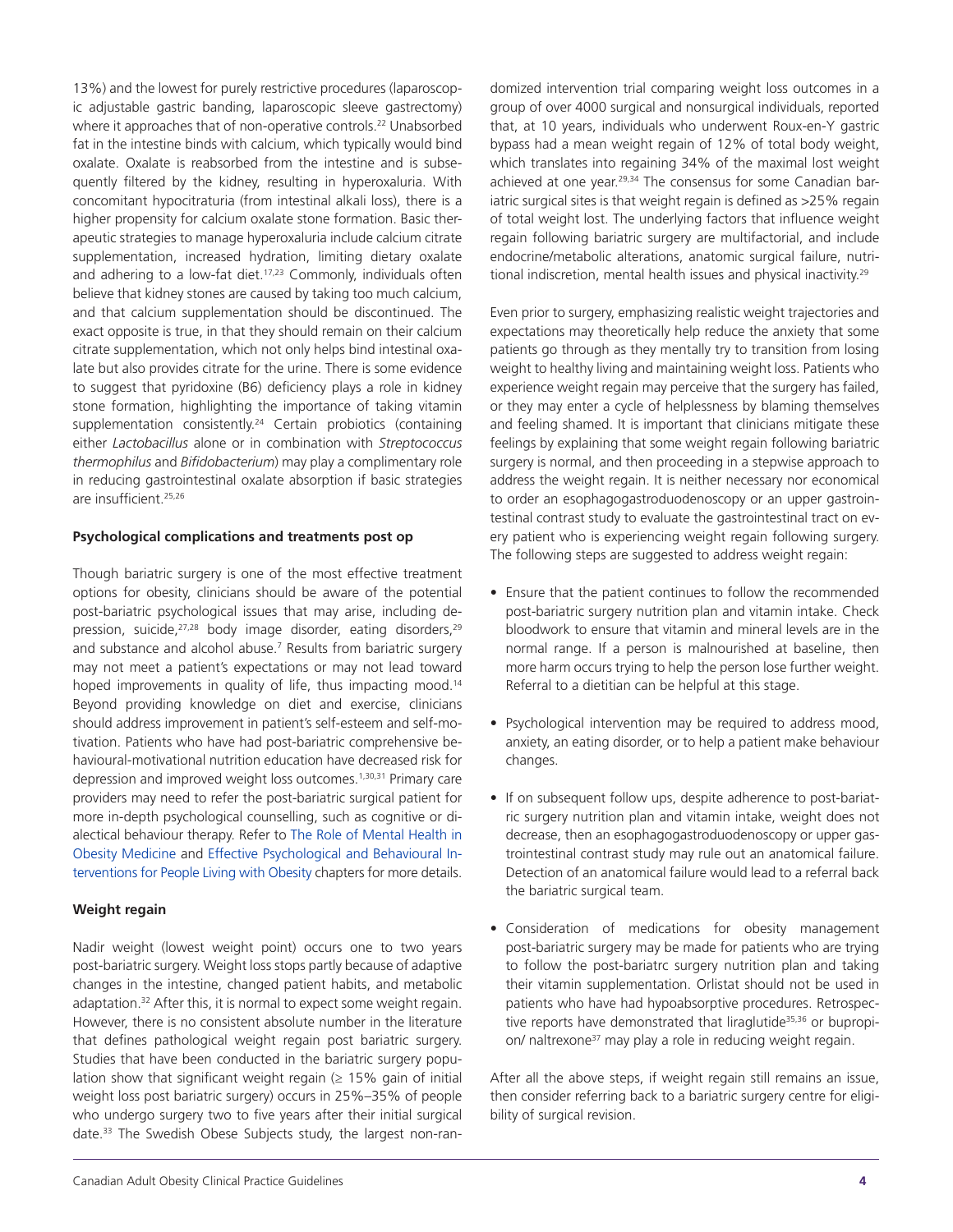13%) and the lowest for purely restrictive procedures (laparoscopic adjustable gastric banding, laparoscopic sleeve gastrectomy) where it approaches that of non-operative controls.[22] Unabsorbed fat in the intestine binds with calcium, which typically would bind oxalate. Oxalate is reabsorbed from the intestine and is subsequently filtered by the kidney, resulting in hyperoxaluria. With concomitant hypocitraturia (from intestinal alkali loss), there is a higher propensity for calcium oxalate stone formation. Basic therapeutic strategies to manage hyperoxaluria include calcium citrate supplementation, increased hydration, limiting dietary oxalate and adhering to a low-fat diet.[17,23] Commonly, individuals often believe that kidney stones are caused by taking too much calcium, and that calcium supplementation should be discontinued. The exact opposite is true, in that they should remain on their calcium citrate supplementation, which not only helps bind intestinal oxalate but also provides citrate for the urine. There is some evidence to suggest that pyridoxine (B6) deficiency plays a role in kidney stone formation, highlighting the importance of taking vitamin supplementation consistently.[24] Certain probiotics (containing either *Lactobacillus* alone or in combination with *Streptococcus thermophilus* and *Bifidobacterium*) may play a complimentary role in reducing gastrointestinal oxalate absorption if basic strategies are insufficient.[25,26]

**Psychological complications and treatments post op**

Though bariatric surgery is one of the most effective treatment options for obesity, clinicians should be aware of the potential post-bariatric psychological issues that may arise, including depression, suicide,[27,28] body image disorder, eating disorders,[29] and substance and alcohol abuse.[7] Results from bariatric surgery may not meet a patient's expectations or may not lead toward hoped improvements in quality of life, thus impacting mood.[14] Beyond providing knowledge on diet and exercise, clinicians should address improvement in patient's self-esteem and self-motivation. Patients who have had post-bariatric comprehensive behavioural-motivational nutrition education have decreased risk for depression and improved weight loss outcomes.[1,30,31] Primary care providers may need to refer the post-bariatric surgical patient for more in-depth psychological counselling, such as cognitive or dialectical behaviour therapy. Refer to The Role of Mental Health in Obesity Medicine and Effective Psychological and Behavioural Interventions for People Living with Obesity chapters for more details.

**Weight regain**

Nadir weight (lowest weight point) occurs one to two years post-bariatric surgery. Weight loss stops partly because of adaptive changes in the intestine, changed patient habits, and metabolic adaptation.[32] After this, it is normal to expect some weight regain. However, there is no consistent absolute number in the literature that defines pathological weight regain post bariatric surgery. Studies that have been conducted in the bariatric surgery population show that significant weight regain (≥ 15% gain of initial weight loss post bariatric surgery) occurs in 25%–35% of people who undergo surgery two to five years after their initial surgical date.[33] The Swedish Obese Subjects study, the largest non-randomized intervention trial comparing weight loss outcomes in a group of over 4000 surgical and nonsurgical individuals, reported that, at 10 years, individuals who underwent Roux-en-Y gastric bypass had a mean weight regain of 12% of total body weight, which translates into regaining 34% of the maximal lost weight achieved at one year.[29,34] The consensus for some Canadian bariatric surgical sites is that weight regain is defined as >25% regain of total weight lost. The underlying factors that influence weight regain following bariatric surgery are multifactorial, and include endocrine/metabolic alterations, anatomic surgical failure, nutritional indiscretion, mental health issues and physical inactivity.[29]

Even prior to surgery, emphasizing realistic weight trajectories and expectations may theoretically help reduce the anxiety that some patients go through as they mentally try to transition from losing weight to healthy living and maintaining weight loss. Patients who experience weight regain may perceive that the surgery has failed, or they may enter a cycle of helplessness by blaming themselves and feeling shamed. It is important that clinicians mitigate these feelings by explaining that some weight regain following bariatric surgery is normal, and then proceeding in a stepwise approach to address the weight regain. It is neither necessary nor economical to order an esophagogastroduodenoscopy or an upper gastrointestinal contrast study to evaluate the gastrointestinal tract on every patient who is experiencing weight regain following surgery. The following steps are suggested to address weight regain:

- Ensure that the patient continues to follow the recommended post-bariatric surgery nutrition plan and vitamin intake. Check bloodwork to ensure that vitamin and mineral levels are in the normal range. If a person is malnourished at baseline, then more harm occurs trying to help the person lose further weight. Referral to a dietitian can be helpful at this stage.
- Psychological intervention may be required to address mood, anxiety, an eating disorder, or to help a patient make behaviour changes.
- If on subsequent follow ups, despite adherence to post-bariatric surgery nutrition plan and vitamin intake, weight does not decrease, then an esophagogastroduodenoscopy or upper gastrointestinal contrast study may rule out an anatomical failure. Detection of an anatomical failure would lead to a referral back the bariatric surgical team.
- Consideration of medications for obesity management post-bariatric surgery may be made for patients who are trying to follow the post-bariatrc surgery nutrition plan and taking their vitamin supplementation. Orlistat should not be used in patients who have had hypoabsorptive procedures. Retrospective reports have demonstrated that liraglutide[35,36] or bupropion/ naltrexone[37] may play a role in reducing weight regain.

After all the above steps, if weight regain still remains an issue, then consider referring back to a bariatric surgery centre for eligibility of surgical revision.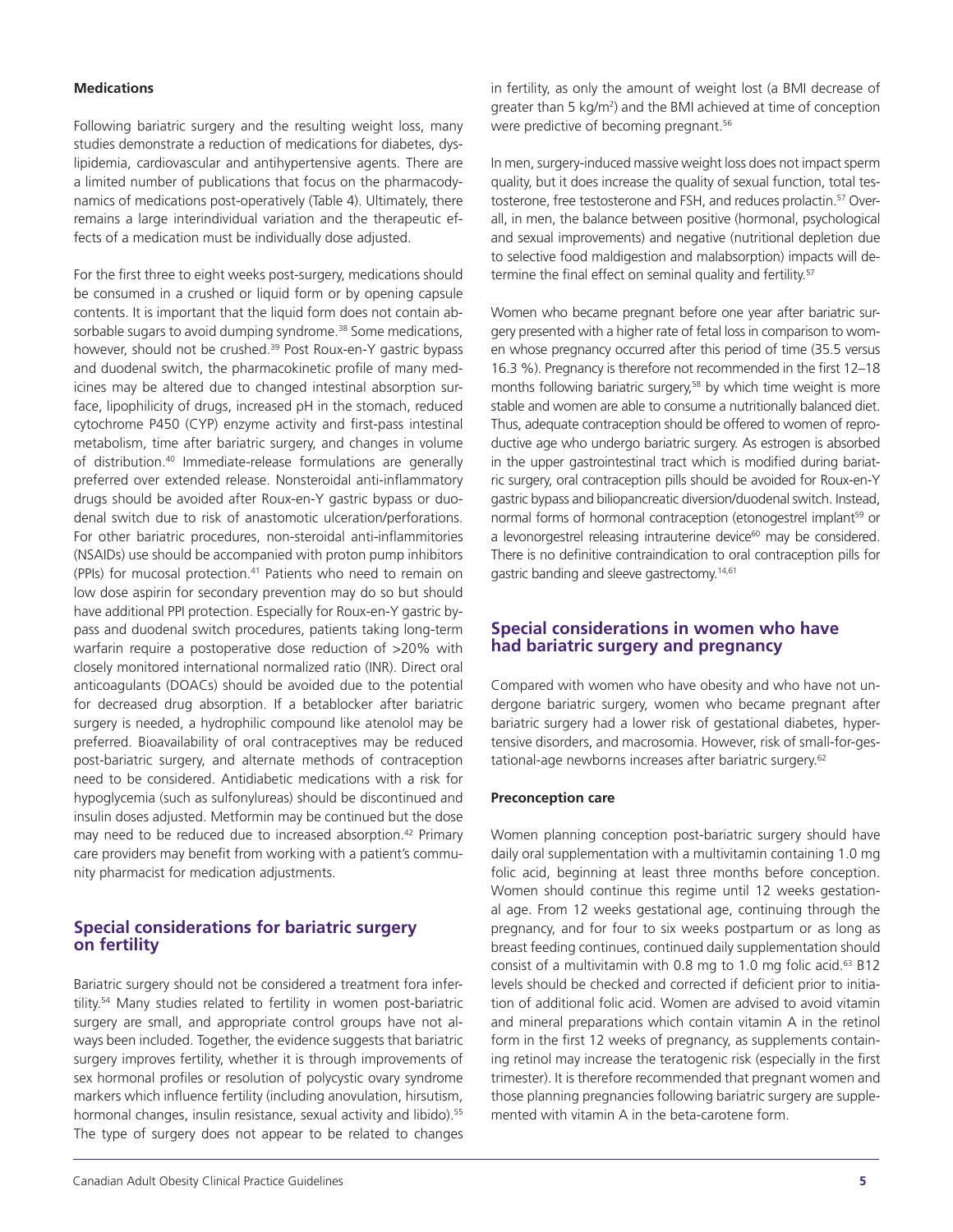#### Medications

Following bariatric surgery and the resulting weight loss, many studies demonstrate a reduction of medications for diabetes, dyslipidemia, cardiovascular and antihypertensive agents. There are a limited number of publications that focus on the pharmacodynamics of medications post-operatively (Table 4). Ultimately, there remains a large interindividual variation and the therapeutic effects of a medication must be individually dose adjusted.

For the first three to eight weeks post-surgery, medications should be consumed in a crushed or liquid form or by opening capsule contents. It is important that the liquid form does not contain absorbable sugars to avoid dumping syndrome.[38] Some medications, however, should not be crushed.[39] Post Roux-en-Y gastric bypass and duodenal switch, the pharmacokinetic profile of many medicines may be altered due to changed intestinal absorption surface, lipophilicity of drugs, increased pH in the stomach, reduced cytochrome P450 (CYP) enzyme activity and first-pass intestinal metabolism, time after bariatric surgery, and changes in volume of distribution.[40] Immediate-release formulations are generally preferred over extended release. Nonsteroidal anti-inflammatory drugs should be avoided after Roux-en-Y gastric bypass or duodenal switch due to risk of anastomotic ulceration/perforations. For other bariatric procedures, non-steroidal anti-inflammitories (NSAIDs) use should be accompanied with proton pump inhibitors (PPIs) for mucosal protection.[41] Patients who need to remain on low dose aspirin for secondary prevention may do so but should have additional PPI protection. Especially for Roux-en-Y gastric bypass and duodenal switch procedures, patients taking long-term warfarin require a postoperative dose reduction of >20% with closely monitored international normalized ratio (INR). Direct oral anticoagulants (DOACs) should be avoided due to the potential for decreased drug absorption. If a betablocker after bariatric surgery is needed, a hydrophilic compound like atenolol may be preferred. Bioavailability of oral contraceptives may be reduced post-bariatric surgery, and alternate methods of contraception need to be considered. Antidiabetic medications with a risk for hypoglycemia (such as sulfonylureas) should be discontinued and insulin doses adjusted. Metformin may be continued but the dose may need to be reduced due to increased absorption.[42] Primary care providers may benefit from working with a patient's community pharmacist for medication adjustments.

## Special considerations for bariatric surgery on fertility

Bariatric surgery should not be considered a treatment fora infertility.[54] Many studies related to fertility in women post-bariatric surgery are small, and appropriate control groups have not always been included. Together, the evidence suggests that bariatric surgery improves fertility, whether it is through improvements of sex hormonal profiles or resolution of polycystic ovary syndrome markers which influence fertility (including anovulation, hirsutism, hormonal changes, insulin resistance, sexual activity and libido).[55] The type of surgery does not appear to be related to changes in fertility, as only the amount of weight lost (a BMI decrease of greater than 5 kg/m$^2$) and the BMI achieved at time of conception were predictive of becoming pregnant.[56]

In men, surgery-induced massive weight loss does not impact sperm quality, but it does increase the quality of sexual function, total testosterone, free testosterone and FSH, and reduces prolactin.[57] Overall, in men, the balance between positive (hormonal, psychological and sexual improvements) and negative (nutritional depletion due to selective food maldigestion and malabsorption) impacts will determine the final effect on seminal quality and fertility.[57]

Women who became pregnant before one year after bariatric surgery presented with a higher rate of fetal loss in comparison to women whose pregnancy occurred after this period of time (35.5 versus 16.3 %). Pregnancy is therefore not recommended in the first 12–18 months following bariatric surgery,[58] by which time weight is more stable and women are able to consume a nutritionally balanced diet. Thus, adequate contraception should be offered to women of reproductive age who undergo bariatric surgery. As estrogen is absorbed in the upper gastrointestinal tract which is modified during bariatric surgery, oral contraception pills should be avoided for Roux-en-Y gastric bypass and biliopancreatic diversion/duodenal switch. Instead, normal forms of hormonal contraception (etonogestrel implant[59] or a levonorgestrel releasing intrauterine device[60] may be considered. There is no definitive contraindication to oral contraception pills for gastric banding and sleeve gastrectomy.[14,61]

## Special considerations in women who have had bariatric surgery and pregnancy

Compared with women who have obesity and who have not undergone bariatric surgery, women who became pregnant after bariatric surgery had a lower risk of gestational diabetes, hypertensive disorders, and macrosomia. However, risk of small-for-gestational-age newborns increases after bariatric surgery.[62]

#### Preconception care

Women planning conception post-bariatric surgery should have daily oral supplementation with a multivitamin containing 1.0 mg folic acid, beginning at least three months before conception. Women should continue this regime until 12 weeks gestational age. From 12 weeks gestational age, continuing through the pregnancy, and for four to six weeks postpartum or as long as breast feeding continues, continued daily supplementation should consist of a multivitamin with 0.8 mg to 1.0 mg folic acid.[63] B12 levels should be checked and corrected if deficient prior to initiation of additional folic acid. Women are advised to avoid vitamin and mineral preparations which contain vitamin A in the retinol form in the first 12 weeks of pregnancy, as supplements containing retinol may increase the teratogenic risk (especially in the first trimester). It is therefore recommended that pregnant women and those planning pregnancies following bariatric surgery are supplemented with vitamin A in the beta-carotene form.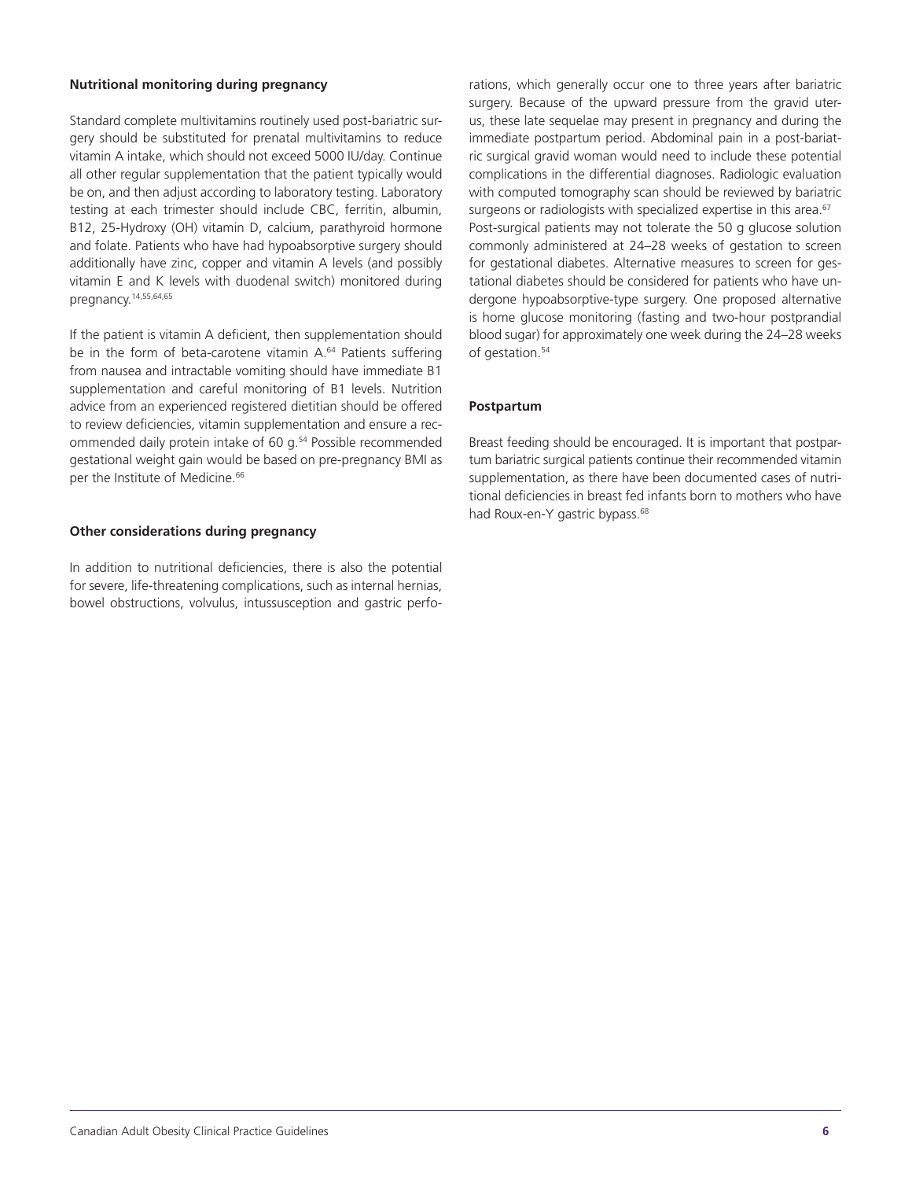### Nutritional monitoring during pregnancy

Standard complete multivitamins routinely used post-bariatric surgery should be substituted for prenatal multivitamins to reduce vitamin A intake, which should not exceed 5000 IU/day. Continue all other regular supplementation that the patient typically would be on, and then adjust according to laboratory testing. Laboratory testing at each trimester should include CBC, ferritin, albumin, B12, 25-Hydroxy (OH) vitamin D, calcium, parathyroid hormone and folate. Patients who have had hypoabsorptive surgery should additionally have zinc, copper and vitamin A levels (and possibly vitamin E and K levels with duodenal switch) monitored during pregnancy.[14,55,64,65]

If the patient is vitamin A deficient, then supplementation should be in the form of beta-carotene vitamin A.[64] Patients suffering from nausea and intractable vomiting should have immediate B1 supplementation and careful monitoring of B1 levels. Nutrition advice from an experienced registered dietitian should be offered to review deficiencies, vitamin supplementation and ensure a recommended daily protein intake of 60 g.[54] Possible recommended gestational weight gain would be based on pre-pregnancy BMI as per the Institute of Medicine.[66]

### Other considerations during pregnancy

In addition to nutritional deficiencies, there is also the potential for severe, life-threatening complications, such as internal hernias, bowel obstructions, volvulus, intussusception and gastric perforations, which generally occur one to three years after bariatric surgery. Because of the upward pressure from the gravid uterus, these late sequelae may present in pregnancy and during the immediate postpartum period. Abdominal pain in a post-bariatric surgical gravid woman would need to include these potential complications in the differential diagnoses. Radiologic evaluation with computed tomography scan should be reviewed by bariatric surgeons or radiologists with specialized expertise in this area.[67] Post-surgical patients may not tolerate the 50 g glucose solution commonly administered at 24–28 weeks of gestation to screen for gestational diabetes. Alternative measures to screen for gestational diabetes should be considered for patients who have undergone hypoabsorptive-type surgery. One proposed alternative is home glucose monitoring (fasting and two-hour postprandial blood sugar) for approximately one week during the 24–28 weeks of gestation.[54]

### Postpartum

Breast feeding should be encouraged. It is important that postpartum bariatric surgical patients continue their recommended vitamin supplementation, as there have been documented cases of nutritional deficiencies in breast fed infants born to mothers who have had Roux-en-Y gastric bypass.[68]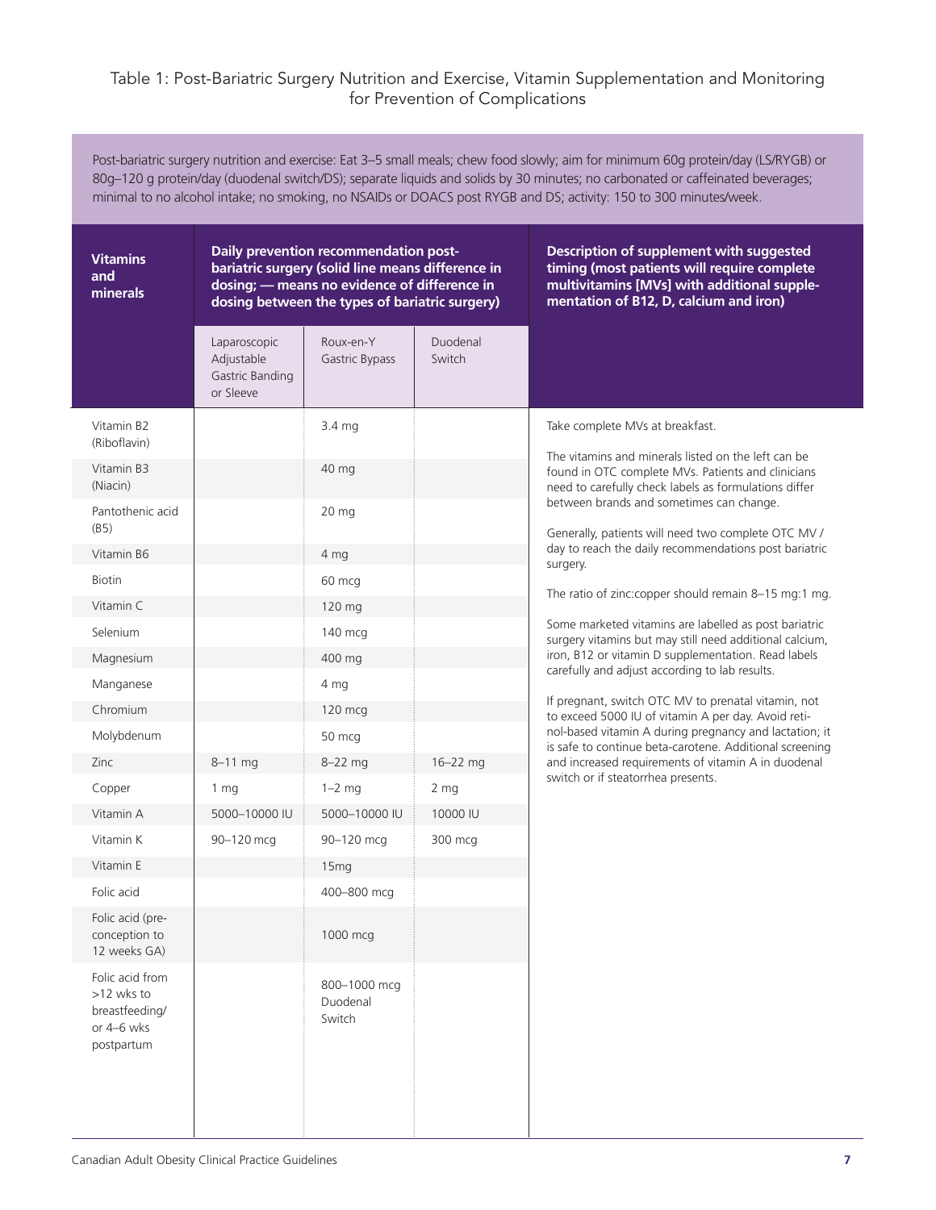Table 1: Post-Bariatric Surgery Nutrition and Exercise, Vitamin Supplementation and Monitoring for Prevention of Complications

Post-bariatric surgery nutrition and exercise: Eat 3–5 small meals; chew food slowly; aim for minimum 60g protein/day (LS/RYGB) or 80g–120 g protein/day (duodenal switch/DS); separate liquids and solids by 30 minutes; no carbonated or caffeinated beverages; minimal to no alcohol intake; no smoking, no NSAIDs or DOACS post RYGB and DS; activity: 150 to 300 minutes/week.

| **Vitamins and minerals** | **Daily prevention recommendation post-bariatric surgery (solid line means difference in dosing; — means no evidence of difference in dosing between the types of bariatric surgery)** | | | **Description of supplement with suggested timing (most patients will require complete multivitamins [MVs] with additional supplementation of B12, D, calcium and iron)** |
|---|---|---|---|---|
| | Laparoscopic Adjustable Gastric Banding or Sleeve | Roux-en-Y Gastric Bypass | Duodenal Switch | |
| Vitamin B2 (Riboflavin) | | 3.4 mg | | Take complete MVs at breakfast.<br><br>The vitamins and minerals listed on the left can be found in OTC complete MVs. Patients and clinicians need to carefully check labels as formulations differ between brands and sometimes can change.<br><br>Generally, patients will need two complete OTC MV / day to reach the daily recommendations post bariatric surgery.<br><br>The ratio of zinc:copper should remain 8–15 mg:1 mg.<br><br>Some marketed vitamins are labelled as post bariatric surgery vitamins but may still need additional calcium, iron, B12 or vitamin D supplementation. Read labels carefully and adjust according to lab results.<br><br>If pregnant, switch OTC MV to prenatal vitamin, not to exceed 5000 IU of vitamin A per day. Avoid retinol-based vitamin A during pregnancy and lactation; it is safe to continue beta-carotene. Additional screening and increased requirements of vitamin A in duodenal switch or if steatorrhea presents. |
| Vitamin B3 (Niacin) | | 40 mg | | |
| Pantothenic acid (B5) | | 20 mg | | |
| Vitamin B6 | | 4 mg | | |
| Biotin | | 60 mcg | | |
| Vitamin C | | 120 mg | | |
| Selenium | | 140 mcg | | |
| Magnesium | | 400 mg | | |
| Manganese | | 4 mg | | |
| Chromium | | 120 mcg | | |
| Molybdenum | | 50 mcg | | |
| Zinc | 8–11 mg | 8–22 mg | 16–22 mg | |
| Copper | 1 mg | 1–2 mg | 2 mg | |
| Vitamin A | 5000–10000 IU | 5000–10000 IU | 10000 IU | |
| Vitamin K | 90–120 mcg | 90–120 mcg | 300 mcg | |
| Vitamin E | | 15mg | | |
| Folic acid | | 400–800 mcg | | |
| Folic acid (pre-conception to 12 weeks GA) | | 1000 mcg | | |
| Folic acid from >12 wks to breastfeeding/ or 4–6 wks postpartum | | 800–1000 mcg Duodenal Switch | | |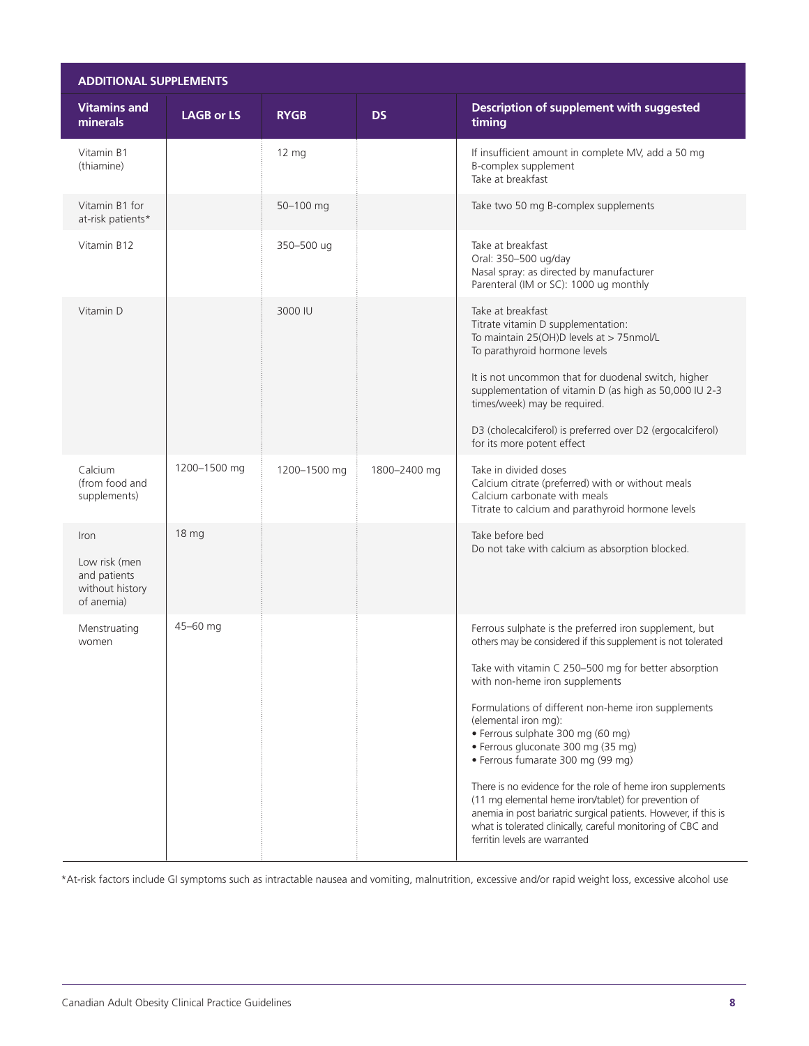| ADDITIONAL SUPPLEMENTS | | | | |
|---|---|---|---|---|
| **Vitamins and minerals** | **LAGB or LS** | **RYGB** | **DS** | **Description of supplement with suggested timing** |
| Vitamin B1 (thiamine) | | 12 mg | | If insufficient amount in complete MV, add a 50 mg B-complex supplement<br>Take at breakfast |
| Vitamin B1 for at-risk patients* | | 50–100 mg | | Take two 50 mg B-complex supplements |
| Vitamin B12 | | 350–500 ug | | Take at breakfast<br>Oral: 350–500 ug/day<br>Nasal spray: as directed by manufacturer<br>Parenteral (IM or SC): 1000 ug monthly |
| Vitamin D | | 3000 IU | | Take at breakfast<br>Titrate vitamin D supplementation:<br>To maintain 25(OH)D levels at > 75nmol/L<br>To parathyroid hormone levels<br><br>It is not uncommon that for duodenal switch, higher supplementation of vitamin D (as high as 50,000 IU 2-3 times/week) may be required.<br><br>D3 (cholecalciferol) is preferred over D2 (ergocalciferol) for its more potent effect |
| Calcium (from food and supplements) | 1200–1500 mg | 1200–1500 mg | 1800–2400 mg | Take in divided doses<br>Calcium citrate (preferred) with or without meals<br>Calcium carbonate with meals<br>Titrate to calcium and parathyroid hormone levels |
| Iron<br><br>Low risk (men and patients without history of anemia) | 18 mg | | | Take before bed<br>Do not take with calcium as absorption blocked. |
| Menstruating women | 45–60 mg | | | Ferrous sulphate is the preferred iron supplement, but others may be considered if this supplement is not tolerated<br><br>Take with vitamin C 250–500 mg for better absorption with non-heme iron supplements<br><br>Formulations of different non-heme iron supplements (elemental iron mg):<br>• Ferrous sulphate 300 mg (60 mg)<br>• Ferrous gluconate 300 mg (35 mg)<br>• Ferrous fumarate 300 mg (99 mg)<br><br>There is no evidence for the role of heme iron supplements (11 mg elemental heme iron/tablet) for prevention of anemia in post bariatric surgical patients. However, if this is what is tolerated clinically, careful monitoring of CBC and ferritin levels are warranted |

*At-risk factors include GI symptoms such as intractable nausea and vomiting, malnutrition, excessive and/or rapid weight loss, excessive alcohol use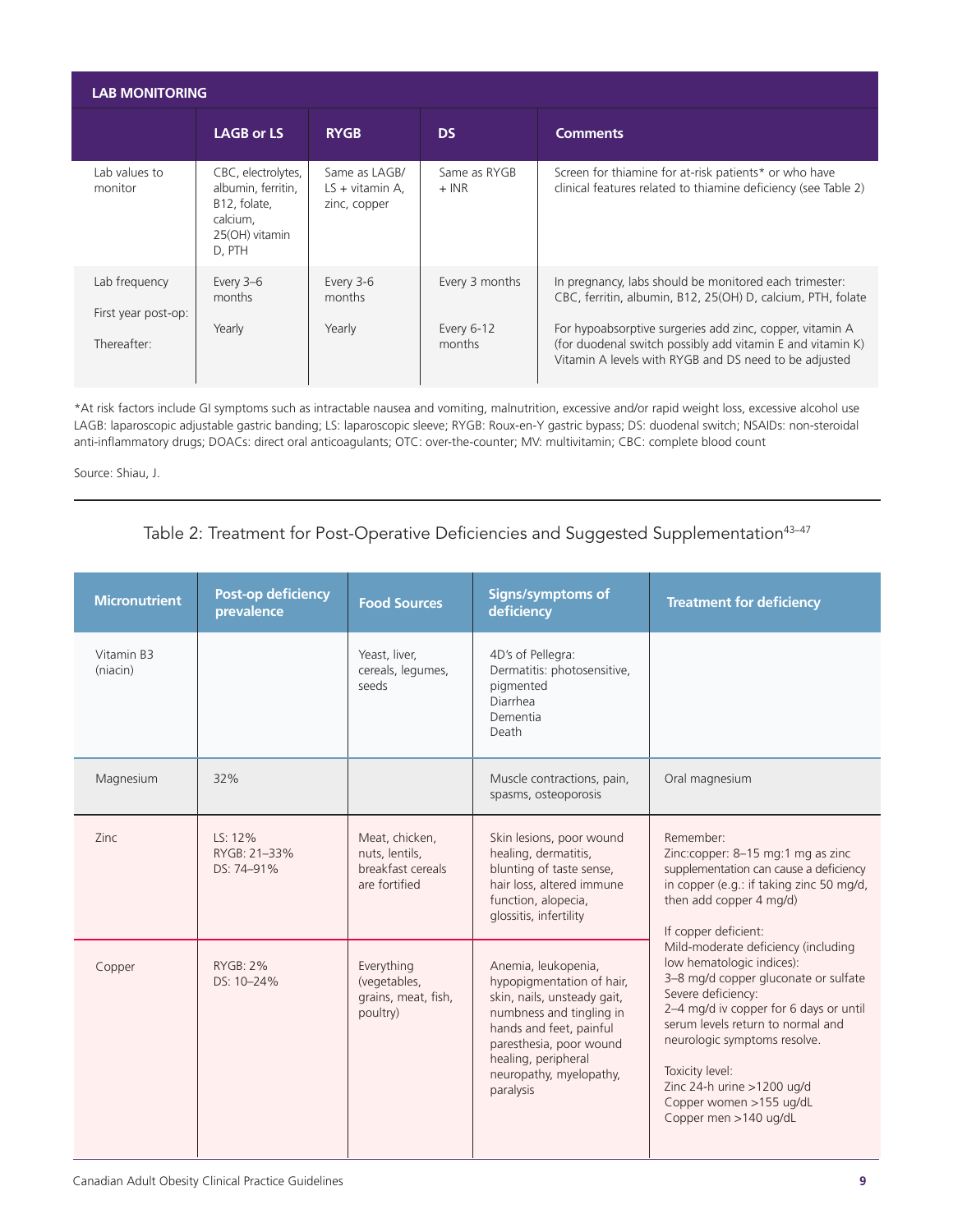| LAB MONITORING | | | | |
|---|---|---|---|---|
| | **LAGB or LS** | **RYGB** | **DS** | **Comments** |
| Lab values to monitor | CBC, electrolytes, albumin, ferritin, B12, folate, calcium, 25(OH) vitamin D, PTH | Same as LAGB/ LS + vitamin A, zinc, copper | Same as RYGB + INR | Screen for thiamine for at-risk patients* or who have clinical features related to thiamine deficiency (see Table 2) |
| Lab frequency<br>First year post-op:<br>Thereafter: | Every 3–6 months<br>Yearly | Every 3-6 months<br>Yearly | Every 3 months<br>Every 6-12 months | In pregnancy, labs should be monitored each trimester: CBC, ferritin, albumin, B12, 25(OH) D, calcium, PTH, folate<br>For hypoabsorptive surgeries add zinc, copper, vitamin A (for duodenal switch possibly add vitamin E and vitamin K) Vitamin A levels with RYGB and DS need to be adjusted |

*At risk factors include GI symptoms such as intractable nausea and vomiting, malnutrition, excessive and/or rapid weight loss, excessive alcohol use
LAGB: laparoscopic adjustable gastric banding; LS: laparoscopic sleeve; RYGB: Roux-en-Y gastric bypass; DS: duodenal switch; NSAIDs: non-steroidal anti-inflammatory drugs; DOACs: direct oral anticoagulants; OTC: over-the-counter; MV: multivitamin; CBC: complete blood count

Source: Shiau, J.

## Table 2: Treatment for Post-Operative Deficiencies and Suggested Supplementation[43–47]

| Micronutrient | Post-op deficiency prevalence | Food Sources | Signs/symptoms of deficiency | Treatment for deficiency |
|---|---|---|---|---|
| Vitamin B3 (niacin) | | Yeast, liver, cereals, legumes, seeds | 4D's of Pellegra:<br>Dermatitis: photosensitive, pigmented<br>Diarrhea<br>Dementia<br>Death | |
| Magnesium | 32% | | Muscle contractions, pain, spasms, osteoporosis | Oral magnesium |
| Zinc | LS: 12%<br>RYGB: 21–33%<br>DS: 74–91% | Meat, chicken, nuts, lentils, breakfast cereals are fortified | Skin lesions, poor wound healing, dermatitis, blunting of taste sense, hair loss, altered immune function, alopecia, glossitis, infertility | Remember:<br>Zinc:copper: 8–15 mg:1 mg as zinc supplementation can cause a deficiency in copper (e.g.: if taking zinc 50 mg/d, then add copper 4 mg/d)<br>If copper deficient:<br>Mild-moderate deficiency (including low hematologic indices):<br>3–8 mg/d copper gluconate or sulfate<br>Severe deficiency:<br>2–4 mg/d iv copper for 6 days or until serum levels return to normal and neurologic symptoms resolve.<br>Toxicity level:<br>Zinc 24-h urine >1200 ug/d<br>Copper women >155 ug/dL<br>Copper men >140 ug/dL |
| Copper | RYGB: 2%<br>DS: 10–24% | Everything (vegetables, grains, meat, fish, poultry) | Anemia, leukopenia, hypopigmentation of hair, skin, nails, unsteady gait, numbness and tingling in hands and feet, painful paresthesia, poor wound healing, peripheral neuropathy, myelopathy, paralysis | |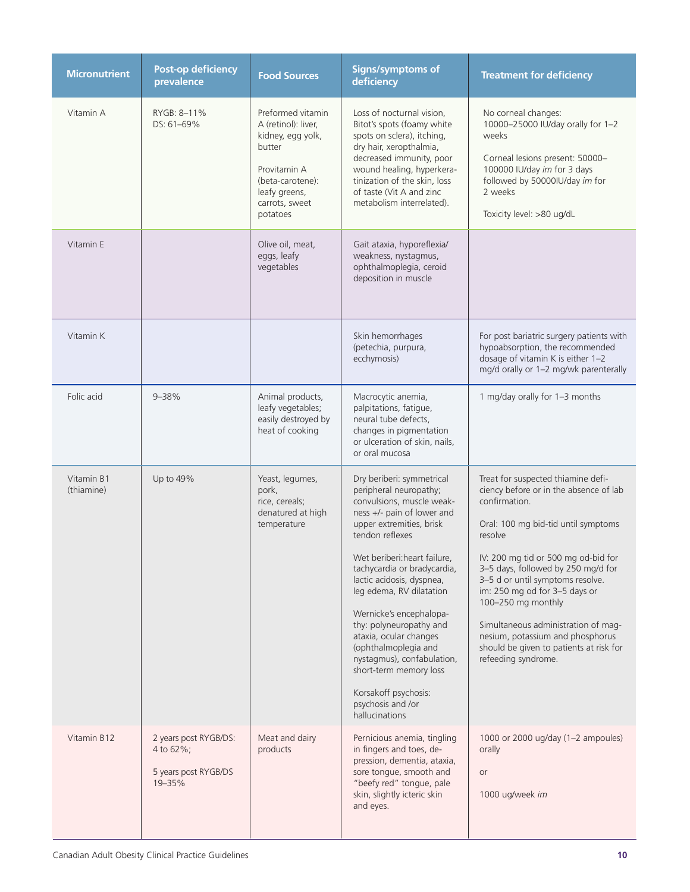| Micronutrient | Post-op deficiency prevalence | Food Sources | Signs/symptoms of deficiency | Treatment for deficiency |
|---|---|---|---|---|
| Vitamin A | RYGB: 8–11%<br>DS: 61–69% | Preformed vitamin A (retinol): liver, kidney, egg yolk, butter<br><br>Provitamin A (beta-carotene): leafy greens, carrots, sweet potatoes | Loss of nocturnal vision, Bitot's spots (foamy white spots on sclera), itching, dry hair, xeropthalmia, decreased immunity, poor wound healing, hyperkeratinization of the skin, loss of taste (Vit A and zinc metabolism interrelated). | No corneal changes: 10000–25000 IU/day orally for 1–2 weeks<br><br>Corneal lesions present: 50000–100000 IU/day *im* for 3 days followed by 50000IU/day *im* for 2 weeks<br><br>Toxicity level: >80 ug/dL |
| Vitamin E | | Olive oil, meat, eggs, leafy vegetables | Gait ataxia, hyporeflexia/ weakness, nystagmus, ophthalmoplegia, ceroid deposition in muscle | |
| Vitamin K | | | Skin hemorrhages (petechia, purpura, ecchymosis) | For post bariatric surgery patients with hypoabsorption, the recommended dosage of vitamin K is either 1–2 mg/d orally or 1–2 mg/wk parenterally |
| Folic acid | 9–38% | Animal products, leafy vegetables; easily destroyed by heat of cooking | Macrocytic anemia, palpitations, fatigue, neural tube defects, changes in pigmentation or ulceration of skin, nails, or oral mucosa | 1 mg/day orally for 1–3 months |
| Vitamin B1 (thiamine) | Up to 49% | Yeast, legumes, pork, rice, cereals; denatured at high temperature | Dry beriberi: symmetrical peripheral neuropathy; convulsions, muscle weakness +/- pain of lower and upper extremities, brisk tendon reflexes<br><br>Wet beriberi:heart failure, tachycardia or bradycardia, lactic acidosis, dyspnea, leg edema, RV dilatation<br><br>Wernicke's encephalopathy: polyneuropathy and ataxia, ocular changes (ophthalmoplegia and nystagmus), confabulation, short-term memory loss<br><br>Korsakoff psychosis: psychosis and /or hallucinations | Treat for suspected thiamine deficiency before or in the absence of lab confirmation.<br><br>Oral: 100 mg bid-tid until symptoms resolve<br><br>IV: 200 mg tid or 500 mg od-bid for 3–5 days, followed by 250 mg/d for 3–5 d or until symptoms resolve.<br>im: 250 mg od for 3–5 days or 100–250 mg monthly<br><br>Simultaneous administration of magnesium, potassium and phosphorus should be given to patients at risk for refeeding syndrome. |
| Vitamin B12 | 2 years post RYGB/DS: 4 to 62%;<br><br>5 years post RYGB/DS 19–35% | Meat and dairy products | Pernicious anemia, tingling in fingers and toes, depression, dementia, ataxia, sore tongue, smooth and "beefy red" tongue, pale skin, slightly icteric skin and eyes. | 1000 or 2000 ug/day (1–2 ampoules) orally<br><br>or<br><br>1000 ug/week *im* |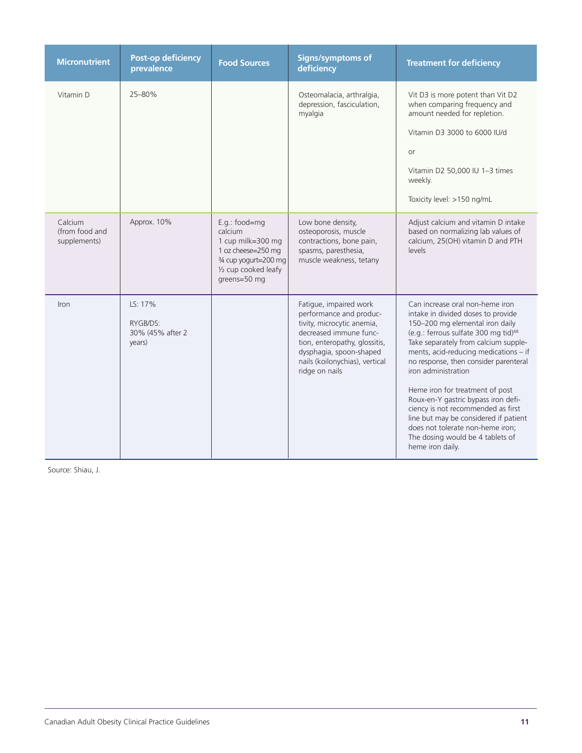| Micronutrient | Post-op deficiency prevalence | Food Sources | Signs/symptoms of deficiency | Treatment for deficiency |
|---|---|---|---|---|
| Vitamin D | 25–80% | | Osteomalacia, arthralgia, depression, fasciculation, myalgia | Vit D3 is more potent than Vit D2 when comparing frequency and amount needed for repletion.<br><br>Vitamin D3 3000 to 6000 IU/d<br><br>or<br><br>Vitamin D2 50,000 IU 1–3 times weekly.<br><br>Toxicity level: >150 ng/mL |
| Calcium (from food and supplements) | Approx. 10% | E.g.: food=mg calcium<br>1 cup milk=300 mg<br>1 oz cheese=250 mg<br>¾ cup yogurt=200 mg<br>½ cup cooked leafy greens=50 mg | Low bone density, osteoporosis, muscle contractions, bone pain, spasms, paresthesia, muscle weakness, tetany | Adjust calcium and vitamin D intake based on normalizing lab values of calcium, 25(OH) vitamin D and PTH levels |
| Iron | LS: 17%<br><br>RYGB/DS: 30% (45% after 2 years) | | Fatigue, impaired work performance and productivity, microcytic anemia, decreased immune function, enteropathy, glossitis, dysphagia, spoon-shaped nails (koilonychias), vertical ridge on nails | Can increase oral non-heme iron intake in divided doses to provide 150–200 mg elemental iron daily (e.g.: ferrous sulfate 300 mg tid)[48] Take separately from calcium supplements, acid-reducing medications – if no response, then consider parenteral iron administration<br><br>Heme iron for treatment of post Roux-en-Y gastric bypass iron deficiency is not recommended as first line but may be considered if patient does not tolerate non-heme iron; The dosing would be 4 tablets of heme iron daily. |

Source: Shiau, J.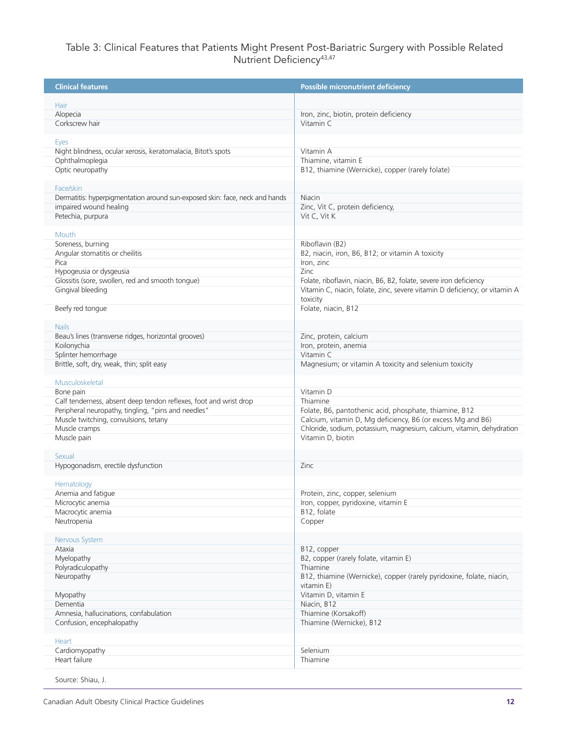# Table 3: Clinical Features that Patients Might Present Post-Bariatric Surgery with Possible Related Nutrient Deficiency[43,47]

| Clinical features | Possible micronutrient deficiency |
|---|---|
| **Hair** | |
| Alopecia | Iron, zinc, biotin, protein deficiency |
| Corkscrew hair | Vitamin C |
| **Eyes** | |
| Night blindness, ocular xerosis, keratomalacia, Bitot's spots | Vitamin A |
| Ophthalmoplegia | Thiamine, vitamin E |
| Optic neuropathy | B12, thiamine (Wernicke), copper (rarely folate) |
| **Face/skin** | |
| Dermatitis: hyperpigmentation around sun-exposed skin: face, neck and hands | Niacin |
| impaired wound healing | Zinc, Vit C, protein deficiency, |
| Petechia, purpura | Vit C, Vit K |
| **Mouth** | |
| Soreness, burning | Riboflavin (B2) |
| Angular stomatitis or cheilitis | B2, niacin, iron, B6, B12; or vitamin A toxicity |
| Pica | Iron, zinc |
| Hypogeusia or dysgeusia | Zinc |
| Glossitis (sore, swollen, red and smooth tongue) | Folate, riboflavin, niacin, B6, B2, folate, severe iron deficiency |
| Gingival bleeding | Vitamin C, niacin, folate, zinc, severe vitamin D deficiency; or vitamin A toxicity |
| Beefy red tongue | Folate, niacin, B12 |
| **Nails** | |
| Beau's lines (transverse ridges, horizontal grooves) | Zinc, protein, calcium |
| Koilonychia | Iron, protein, anemia |
| Splinter hemorrhage | Vitamin C |
| Brittle, soft, dry, weak, thin; split easy | Magnesium; or vitamin A toxicity and selenium toxicity |
| **Musculoskeletal** | |
| Bone pain | Vitamin D |
| Calf tenderness, absent deep tendon reflexes, foot and wrist drop | Thiamine |
| Peripheral neuropathy, tingling, "pins and needles" | Folate, B6, pantothenic acid, phosphate, thiamine, B12 |
| Muscle twitching, convulsions, tetany | Calcium, vitamin D, Mg deficiency, B6 (or excess Mg and B6) |
| Muscle cramps | Chloride, sodium, potassium, magnesium, calcium, vitamin, dehydration |
| Muscle pain | Vitamin D, biotin |
| **Sexual** | |
| Hypogonadism, erectile dysfunction | Zinc |
| **Hematology** | |
| Anemia and fatigue | Protein, zinc, copper, selenium |
| Microcytic anemia | Iron, copper, pyridoxine, vitamin E |
| Macrocytic anemia | B12, folate |
| Neutropenia | Copper |
| **Nervous System** | |
| Ataxia | B12, copper |
| Myelopathy | B2, copper (rarely folate, vitamin E) |
| Polyradiculopathy | Thiamine |
| Neuropathy | B12, thiamine (Wernicke), copper (rarely pyridoxine, folate, niacin, vitamin E) |
| Myopathy | Vitamin D, vitamin E |
| Dementia | Niacin, B12 |
| Amnesia, hallucinations, confabulation | Thiamine (Korsakoff) |
| Confusion, encephalopathy | Thiamine (Wernicke), B12 |
| **Heart** | |
| Cardiomyopathy | Selenium |
| Heart failure | Thiamine |

Source: Shiau, J.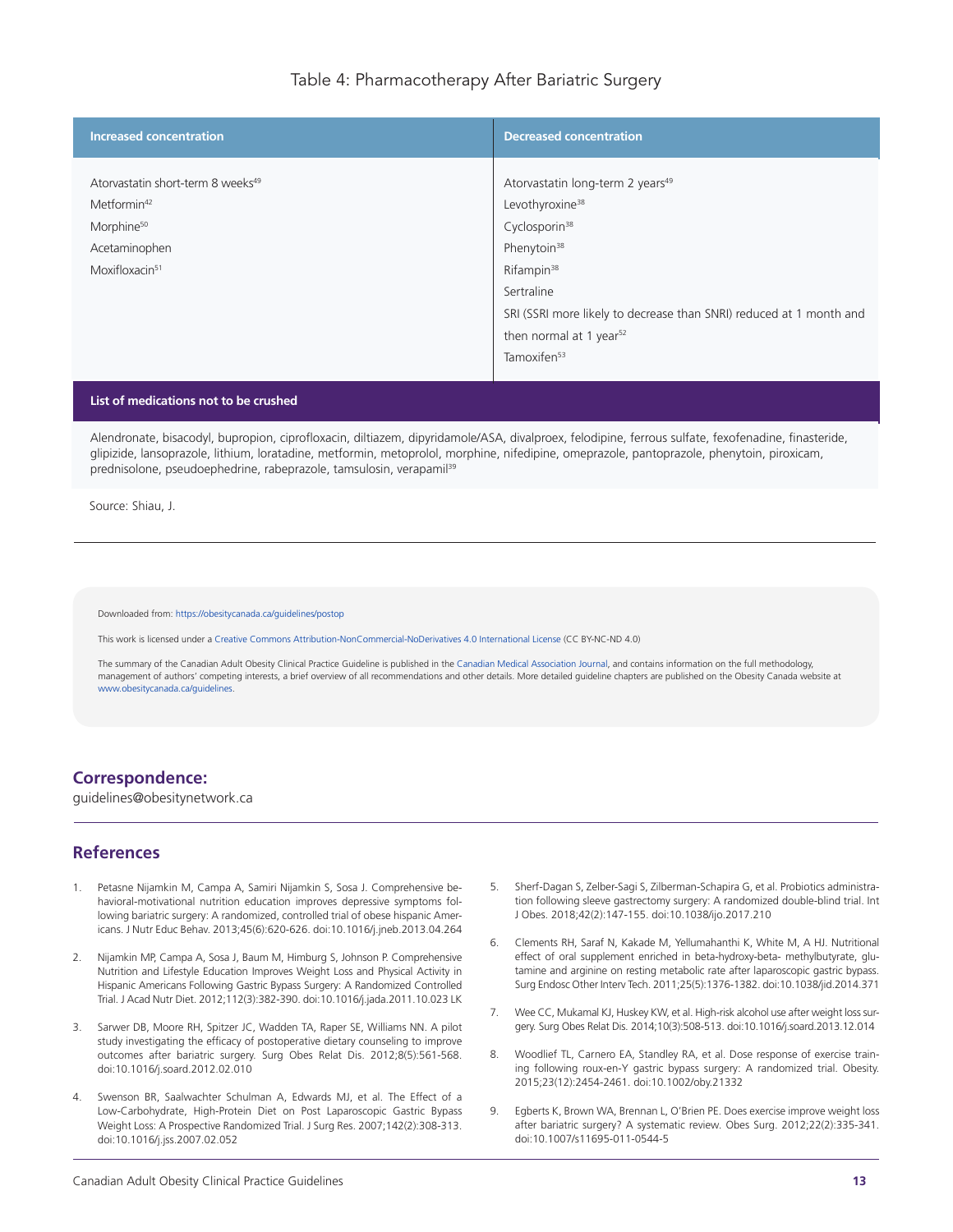Table 4: Pharmacotherapy After Bariatric Surgery

| Increased concentration | Decreased concentration |
| --- | --- |
| Atorvastatin short-term 8 weeks[49] | Atorvastatin long-term 2 years[49] |
| Metformin[42] | Levothyroxine[38] |
| Morphine[50] | Cyclosporin[38] |
| Acetaminophen | Phenytoin[38] |
| Moxifloxacin[51] | Rifampin[38] |
| | Sertraline |
| | SRI (SSRI more likely to decrease than SNRI) reduced at 1 month and then normal at 1 year[52] |
| | Tamoxifen[53] |

**List of medications not to be crushed**

Alendronate, bisacodyl, bupropion, ciprofloxacin, diltiazem, dipyridamole/ASA, divalproex, felodipine, ferrous sulfate, fexofenadine, finasteride, glipizide, lansoprazole, lithium, loratadine, metformin, metoprolol, morphine, nifedipine, omeprazole, pantoprazole, phenytoin, piroxicam, prednisolone, pseudoephedrine, rabeprazole, tamsulosin, verapamil[39]

Source: Shiau, J.

Downloaded from: https://obesitycanada.ca/guidelines/postop

This work is licensed under a Creative Commons Attribution-NonCommercial-NoDerivatives 4.0 International License (CC BY-NC-ND 4.0)

The summary of the Canadian Adult Obesity Clinical Practice Guideline is published in the Canadian Medical Association Journal, and contains information on the full methodology, management of authors' competing interests, a brief overview of all recommendations and other details. More detailed guideline chapters are published on the Obesity Canada website at www.obesitycanada.ca/guidelines.

## Correspondence:

guidelines@obesitynetwork.ca

## References

1. Petasne Nijamkin M, Campa A, Samiri Nijamkin S, Sosa J. Comprehensive behavioral-motivational nutrition education improves depressive symptoms following bariatric surgery: A randomized, controlled trial of obese hispanic Americans. J Nutr Educ Behav. 2013;45(6):620-626. doi:10.1016/j.jneb.2013.04.264
2. Nijamkin MP, Campa A, Sosa J, Baum M, Himburg S, Johnson P. Comprehensive Nutrition and Lifestyle Education Improves Weight Loss and Physical Activity in Hispanic Americans Following Gastric Bypass Surgery: A Randomized Controlled Trial. J Acad Nutr Diet. 2012;112(3):382-390. doi:10.1016/j.jada.2011.10.023 LK
3. Sarwer DB, Moore RH, Spitzer JC, Wadden TA, Raper SE, Williams NN. A pilot study investigating the efficacy of postoperative dietary counseling to improve outcomes after bariatric surgery. Surg Obes Relat Dis. 2012;8(5):561-568. doi:10.1016/j.soard.2012.02.010
4. Swenson BR, Saalwachter Schulman A, Edwards MJ, et al. The Effect of a Low-Carbohydrate, High-Protein Diet on Post Laparoscopic Gastric Bypass Weight Loss: A Prospective Randomized Trial. J Surg Res. 2007;142(2):308-313. doi:10.1016/j.jss.2007.02.052
5. Sherf-Dagan S, Zelber-Sagi S, Zilberman-Schapira G, et al. Probiotics administration following sleeve gastrectomy surgery: A randomized double-blind trial. Int J Obes. 2018;42(2):147-155. doi:10.1038/ijo.2017.210
6. Clements RH, Saraf N, Kakade M, Yellumahanthi K, White M, A HJ. Nutritional effect of oral supplement enriched in beta-hydroxy-beta- methylbutyrate, glutamine and arginine on resting metabolic rate after laparoscopic gastric bypass. Surg Endosc Other Interv Tech. 2011;25(5):1376-1382. doi:10.1038/jid.2014.371
7. Wee CC, Mukamal KJ, Huskey KW, et al. High-risk alcohol use after weight loss surgery. Surg Obes Relat Dis. 2014;10(3):508-513. doi:10.1016/j.soard.2013.12.014
8. Woodlief TL, Carnero EA, Standley RA, et al. Dose response of exercise training following roux-en-Y gastric bypass surgery: A randomized trial. Obesity. 2015;23(12):2454-2461. doi:10.1002/oby.21332
9. Egberts K, Brown WA, Brennan L, O'Brien PE. Does exercise improve weight loss after bariatric surgery? A systematic review. Obes Surg. 2012;22(2):335-341. doi:10.1007/s11695-011-0544-5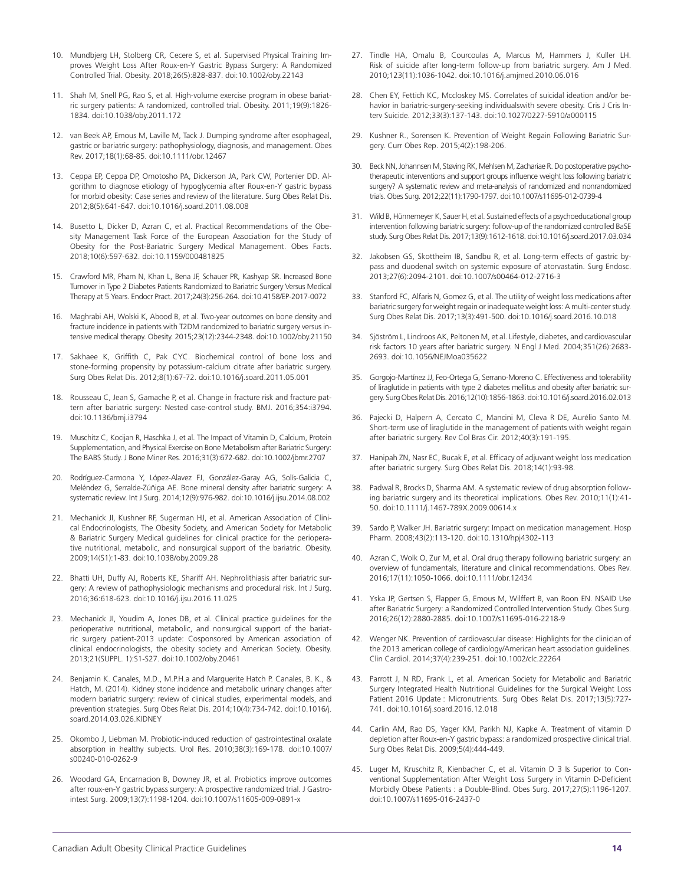10. Mundbjerg LH, Stolberg CR, Cecere S, et al. Supervised Physical Training Improves Weight Loss After Roux-en-Y Gastric Bypass Surgery: A Randomized Controlled Trial. Obesity. 2018;26(5):828-837. doi:10.1002/oby.22143

11. Shah M, Snell PG, Rao S, et al. High-volume exercise program in obese bariatric surgery patients: A randomized, controlled trial. Obesity. 2011;19(9):1826-1834. doi:10.1038/oby.2011.172

12. van Beek AP, Emous M, Laville M, Tack J. Dumping syndrome after esophageal, gastric or bariatric surgery: pathophysiology, diagnosis, and management. Obes Rev. 2017;18(1):68-85. doi:10.1111/obr.12467

13. Ceppa EP, Ceppa DP, Omotosho PA, Dickerson JA, Park CW, Portenier DD. Algorithm to diagnose etiology of hypoglycemia after Roux-en-Y gastric bypass for morbid obesity: Case series and review of the literature. Surg Obes Relat Dis. 2012;8(5):641-647. doi:10.1016/j.soard.2011.08.008

14. Busetto L, Dicker D, Azran C, et al. Practical Recommendations of the Obesity Management Task Force of the European Association for the Study of Obesity for the Post-Bariatric Surgery Medical Management. Obes Facts. 2018;10(6):597-632. doi:10.1159/000481825

15. Crawford MR, Pham N, Khan L, Bena JF, Schauer PR, Kashyap SR. Increased Bone Turnover in Type 2 Diabetes Patients Randomized to Bariatric Surgery Versus Medical Therapy at 5 Years. Endocr Pract. 2017;24(3):256-264. doi:10.4158/EP-2017-0072

16. Maghrabi AH, Wolski K, Abood B, et al. Two-year outcomes on bone density and fracture incidence in patients with T2DM randomized to bariatric surgery versus intensive medical therapy. Obesity. 2015;23(12):2344-2348. doi:10.1002/oby.21150

17. Sakhaee K, Griffith C, Pak CYC. Biochemical control of bone loss and stone-forming propensity by potassium-calcium citrate after bariatric surgery. Surg Obes Relat Dis. 2012;8(1):67-72. doi:10.1016/j.soard.2011.05.001

18. Rousseau C, Jean S, Gamache P, et al. Change in fracture risk and fracture pattern after bariatric surgery: Nested case-control study. BMJ. 2016;354:i3794. doi:10.1136/bmj.i3794

19. Muschitz C, Kocijan R, Haschka J, et al. The Impact of Vitamin D, Calcium, Protein Supplementation, and Physical Exercise on Bone Metabolism after Bariatric Surgery: The BABS Study. J Bone Miner Res. 2016;31(3):672-682. doi:10.1002/jbmr.2707

20. Rodríguez-Carmona Y, López-Alavez FJ, González-Garay AG, Solís-Galicia C, Meléndez G, Serralde-Zúñiga AE. Bone mineral density after bariatric surgery: A systematic review. Int J Surg. 2014;12(9):976-982. doi:10.1016/j.ijsu.2014.08.002

21. Mechanick JI, Kushner RF, Sugerman HJ, et al. American Association of Clinical Endocrinologists, The Obesity Society, and American Society for Metabolic & Bariatric Surgery Medical guidelines for clinical practice for the perioperative nutritional, metabolic, and nonsurgical support of the bariatric. Obesity. 2009;14(S1):1-83. doi:10.1038/oby.2009.28

22. Bhatti UH, Duffy AJ, Roberts KE, Shariff AH. Nephrolithiasis after bariatric surgery: A review of pathophysiologic mechanisms and procedural risk. Int J Surg. 2016;36:618-623. doi:10.1016/j.ijsu.2016.11.025

23. Mechanick JI, Youdim A, Jones DB, et al. Clinical practice guidelines for the perioperative nutritional, metabolic, and nonsurgical support of the bariatric surgery patient-2013 update: Cosponsored by American association of clinical endocrinologists, the obesity society and American Society. Obesity. 2013;21(SUPPL. 1):S1-S27. doi:10.1002/oby.20461

24. Benjamin K. Canales, M.D., M.P.H.a and Marguerite Hatch P. Canales, B. K., & Hatch, M. (2014). Kidney stone incidence and metabolic urinary changes after modern bariatric surgery: review of clinical studies, experimental models, and prevention strategies. Surg Obes Relat Dis. 2014;10(4):734-742. doi:10.1016/j.soard.2014.03.026.KIDNEY

25. Okombo J, Liebman M. Probiotic-induced reduction of gastrointestinal oxalate absorption in healthy subjects. Urol Res. 2010;38(3):169-178. doi:10.1007/s00240-010-0262-9

26. Woodard GA, Encarnacion B, Downey JR, et al. Probiotics improve outcomes after roux-en-Y gastric bypass surgery: A prospective randomized trial. J Gastrointest Surg. 2009;13(7):1198-1204. doi:10.1007/s11605-009-0891-x

27. Tindle HA, Omalu B, Courcoulas A, Marcus M, Hammers J, Kuller LH. Risk of suicide after long-term follow-up from bariatric surgery. Am J Med. 2010;123(11):1036-1042. doi:10.1016/j.amjmed.2010.06.016

28. Chen EY, Fettich KC, Mccloskey MS. Correlates of suicidal ideation and/or behavior in bariatric-surgery-seeking individualswith severe obesity. Cris J Cris Interv Suicide. 2012;33(3):137-143. doi:10.1027/0227-5910/a000115

29. Kushner R., Sorensen K. Prevention of Weight Regain Following Bariatric Surgery. Curr Obes Rep. 2015;4(2):198-206.

30. Beck NN, Johannsen M, Støving RK, Mehlsen M, Zachariae R. Do postoperative psychotherapeutic interventions and support groups influence weight loss following bariatric surgery? A systematic review and meta-analysis of randomized and nonrandomized trials. Obes Surg. 2012;22(11):1790-1797. doi:10.1007/s11695-012-0739-4

31. Wild B, Hünnemeyer K, Sauer H, et al. Sustained effects of a psychoeducational group intervention following bariatric surgery: follow-up of the randomized controlled BaSE study. Surg Obes Relat Dis. 2017;13(9):1612-1618. doi:10.1016/j.soard.2017.03.034

32. Jakobsen GS, Skottheim IB, Sandbu R, et al. Long-term effects of gastric bypass and duodenal switch on systemic exposure of atorvastatin. Surg Endosc. 2013;27(6):2094-2101. doi:10.1007/s00464-012-2716-3

33. Stanford FC, Alfaris N, Gomez G, et al. The utility of weight loss medications after bariatric surgery for weight regain or inadequate weight loss: A multi-center study. Surg Obes Relat Dis. 2017;13(3):491-500. doi:10.1016/j.soard.2016.10.018

34. Sjöström L, Lindroos AK, Peltonen M, et al. Lifestyle, diabetes, and cardiovascular risk factors 10 years after bariatric surgery. N Engl J Med. 2004;351(26):2683-2693. doi:10.1056/NEJMoa035622

35. Gorgojo-Martínez JJ, Feo-Ortega G, Serrano-Moreno C. Effectiveness and tolerability of liraglutide in patients with type 2 diabetes mellitus and obesity after bariatric surgery. Surg Obes Relat Dis. 2016;12(10):1856-1863. doi:10.1016/j.soard.2016.02.013

36. Pajecki D, Halpern A, Cercato C, Mancini M, Cleva R DE, Aurélio Santo M. Short-term use of liraglutide in the management of patients with weight regain after bariatric surgery. Rev Col Bras Cir. 2012;40(3):191-195.

37. Hanipah ZN, Nasr EC, Bucak E, et al. Efficacy of adjuvant weight loss medication after bariatric surgery. Surg Obes Relat Dis. 2018;14(1):93-98.

38. Padwal R, Brocks D, Sharma AM. A systematic review of drug absorption following bariatric surgery and its theoretical implications. Obes Rev. 2010;11(1):41-50. doi:10.1111/j.1467-789X.2009.00614.x

39. Sardo P, Walker JH. Bariatric surgery: Impact on medication management. Hosp Pharm. 2008;43(2):113-120. doi:10.1310/hpj4302-113

40. Azran C, Wolk O, Zur M, et al. Oral drug therapy following bariatric surgery: an overview of fundamentals, literature and clinical recommendations. Obes Rev. 2016;17(11):1050-1066. doi:10.1111/obr.12434

41. Yska JP, Gertsen S, Flapper G, Emous M, Wilffert B, van Roon EN. NSAID Use after Bariatric Surgery: a Randomized Controlled Intervention Study. Obes Surg. 2016;26(12):2880-2885. doi:10.1007/s11695-016-2218-9

42. Wenger NK. Prevention of cardiovascular disease: Highlights for the clinician of the 2013 american college of cardiology/American heart association guidelines. Clin Cardiol. 2014;37(4):239-251. doi:10.1002/clc.22264

43. Parrott J, N RD, Frank L, et al. American Society for Metabolic and Bariatric Surgery Integrated Health Nutritional Guidelines for the Surgical Weight Loss Patient 2016 Update : Micronutrients. Surg Obes Relat Dis. 2017;13(5):727-741. doi:10.1016/j.soard.2016.12.018

44. Carlin AM, Rao DS, Yager KM, Parikh NJ, Kapke A. Treatment of vitamin D depletion after Roux-en-Y gastric bypass: a randomized prospective clinical trial. Surg Obes Relat Dis. 2009;5(4):444-449.

45. Luger M, Kruschitz R, Kienbacher C, et al. Vitamin D 3 Is Superior to Conventional Supplementation After Weight Loss Surgery in Vitamin D-Deficient Morbidly Obese Patients : a Double-Blind. Obes Surg. 2017;27(5):1196-1207. doi:10.1007/s11695-016-2437-0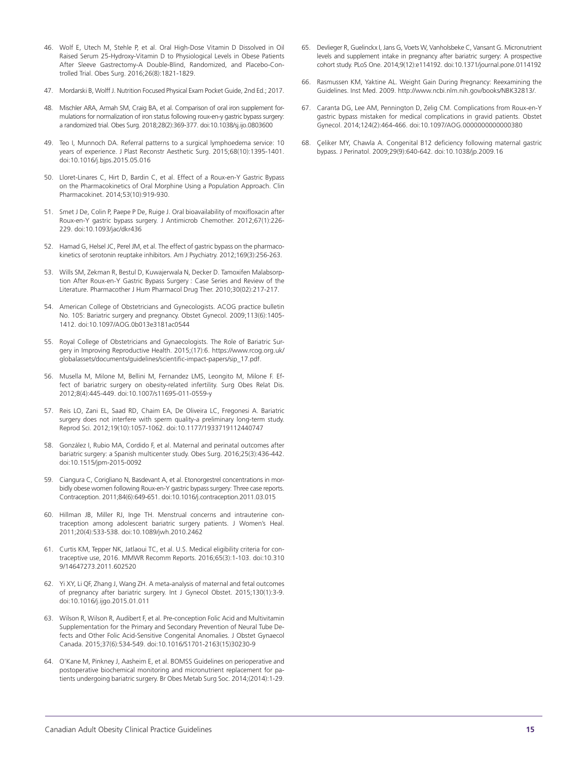46. Wolf E, Utech M, Stehle P, et al. Oral High-Dose Vitamin D Dissolved in Oil Raised Serum 25-Hydroxy-Vitamin D to Physiological Levels in Obese Patients After Sleeve Gastrectomy-A Double-Blind, Randomized, and Placebo-Controlled Trial. Obes Surg. 2016;26(8):1821-1829.

47. Mordarski B, Wolff J. Nutrition Focused Physical Exam Pocket Guide, 2nd Ed.; 2017.

48. Mischler ARA, Armah SM, Craig BA, et al. Comparison of oral iron supplement formulations for normalization of iron status following roux-en-y gastric bypass surgery: a randomized trial. Obes Surg. 2018;28(2):369-377. doi:10.1038/sj.ijo.0803600

49. Teo I, Munnoch DA. Referral patterns to a surgical lymphoedema service: 10 years of experience. J Plast Reconstr Aesthetic Surg. 2015;68(10):1395-1401. doi:10.1016/j.bjps.2015.05.016

50. Lloret-Linares C, Hirt D, Bardin C, et al. Effect of a Roux-en-Y Gastric Bypass on the Pharmacokinetics of Oral Morphine Using a Population Approach. Clin Pharmacokinet. 2014;53(10):919-930.

51. Smet J De, Colin P, Paepe P De, Ruige J. Oral bioavailability of moxifloxacin after Roux-en-Y gastric bypass surgery. J Antimicrob Chemother. 2012;67(1):226-229. doi:10.1093/jac/dkr436

52. Hamad G, Helsel JC, Perel JM, et al. The effect of gastric bypass on the pharmacokinetics of serotonin reuptake inhibitors. Am J Psychiatry. 2012;169(3):256-263.

53. Wills SM, Zekman R, Bestul D, Kuwajerwala N, Decker D. Tamoxifen Malabsorption After Roux-en-Y Gastric Bypass Surgery : Case Series and Review of the Literature. Pharmacother J Hum Pharmacol Drug Ther. 2010;30(02):217-217.

54. American College of Obstetricians and Gynecologists. ACOG practice bulletin No. 105: Bariatric surgery and pregnancy. Obstet Gynecol. 2009;113(6):1405-1412. doi:10.1097/AOG.0b013e3181ac0544

55. Royal College of Obstetricians and Gynaecologists. The Role of Bariatric Surgery in Improving Reproductive Health. 2015;(17):6. https://www.rcog.org.uk/globalassets/documents/guidelines/scientific-impact-papers/sip_17.pdf.

56. Musella M, Milone M, Bellini M, Fernandez LMS, Leongito M, Milone F. Effect of bariatric surgery on obesity-related infertility. Surg Obes Relat Dis. 2012;8(4):445-449. doi:10.1007/s11695-011-0559-y

57. Reis LO, Zani EL, Saad RD, Chaim EA, De Oliveira LC, Fregonesi A. Bariatric surgery does not interfere with sperm quality-a preliminary long-term study. Reprod Sci. 2012;19(10):1057-1062. doi:10.1177/1933719112440747

58. González I, Rubio MA, Cordido F, et al. Maternal and perinatal outcomes after bariatric surgery: a Spanish multicenter study. Obes Surg. 2016;25(3):436-442. doi:10.1515/jpm-2015-0092

59. Ciangura C, Corigliano N, Basdevant A, et al. Etonorgestrel concentrations in morbidly obese women following Roux-en-Y gastric bypass surgery: Three case reports. Contraception. 2011;84(6):649-651. doi:10.1016/j.contraception.2011.03.015

60. Hillman JB, Miller RJ, Inge TH. Menstrual concerns and intrauterine contraception among adolescent bariatric surgery patients. J Women's Heal. 2011;20(4):533-538. doi:10.1089/jwh.2010.2462

61. Curtis KM, Tepper NK, Jatlaoui TC, et al. U.S. Medical eligibility criteria for contraceptive use, 2016. MMWR Recomm Reports. 2016;65(3):1-103. doi:10.3109/14647273.2011.602520

62. Yi XY, Li QF, Zhang J, Wang ZH. A meta-analysis of maternal and fetal outcomes of pregnancy after bariatric surgery. Int J Gynecol Obstet. 2015;130(1):3-9. doi:10.1016/j.ijgo.2015.01.011

63. Wilson R, Wilson R, Audibert F, et al. Pre-conception Folic Acid and Multivitamin Supplementation for the Primary and Secondary Prevention of Neural Tube Defects and Other Folic Acid-Sensitive Congenital Anomalies. J Obstet Gynaecol Canada. 2015;37(6):534-549. doi:10.1016/S1701-2163(15)30230-9

64. O'Kane M, Pinkney J, Aasheim E, et al. BOMSS Guidelines on perioperative and postoperative biochemical monitoring and micronutrient replacement for patients undergoing bariatric surgery. Br Obes Metab Surg Soc. 2014;(2014):1-29.

65. Devlieger R, Guelinckx I, Jans G, Voets W, Vanholsbeke C, Vansant G. Micronutrient levels and supplement intake in pregnancy after bariatric surgery: A prospective cohort study. PLoS One. 2014;9(12):e114192. doi:10.1371/journal.pone.0114192

66. Rasmussen KM, Yaktine AL. Weight Gain During Pregnancy: Reexamining the Guidelines. Inst Med. 2009. http://www.ncbi.nlm.nih.gov/books/NBK32813/.

67. Caranta DG, Lee AM, Pennington D, Zelig CM. Complications from Roux-en-Y gastric bypass mistaken for medical complications in gravid patients. Obstet Gynecol. 2014;124(2):464-466. doi:10.1097/AOG.0000000000000380

68. Çeliker MY, Chawla A. Congenital B12 deficiency following maternal gastric bypass. J Perinatol. 2009;29(9):640-642. doi:10.1038/jp.2009.16